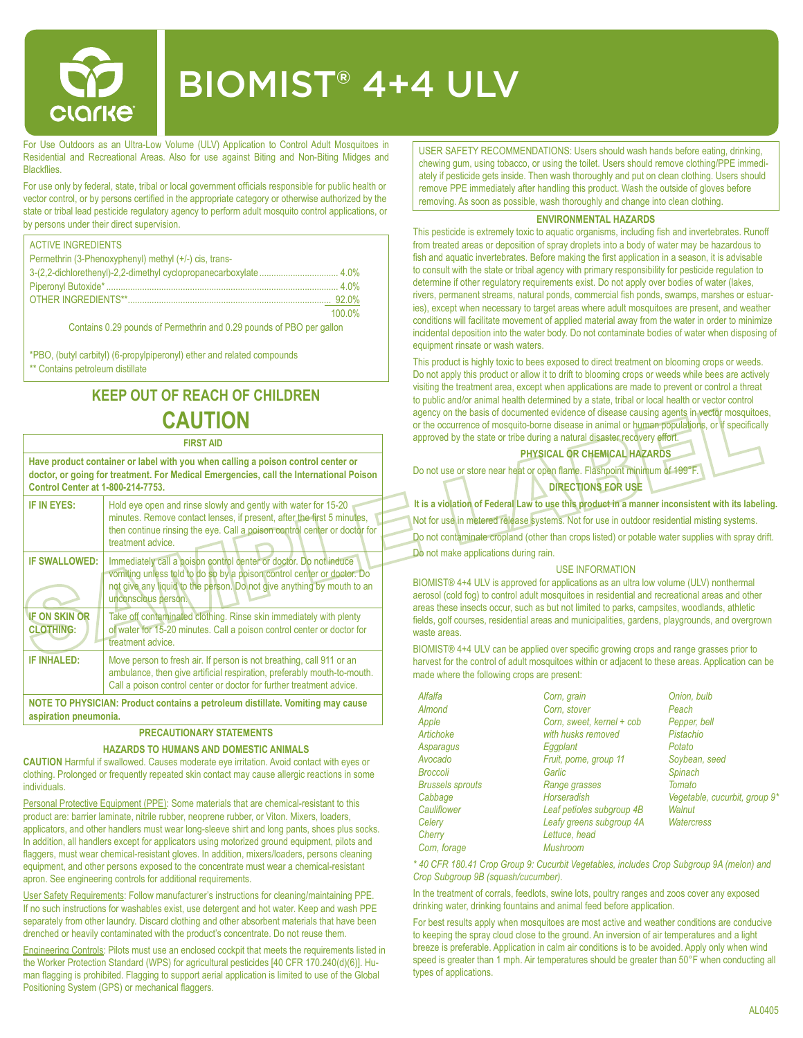# BIOMIST® 4+4 ULV

For Use Outdoors as an Ultra-Low Volume (ULV) Application to Control Adult Mosquitoes in Residential and Recreational Areas. Also for use against Biting and Non-Biting Midges and Blackflies.

For use only by federal, state, tribal or local government officials responsible for public health or vector control, or by persons certified in the appropriate category or otherwise authorized by the state or tribal lead pesticide regulatory agency to perform adult mosquito control applications, or by persons under their direct supervision.

| ACTIVE INGREDIENTS | |
|---|---|
| Permethrin (3-Phenoxyphenyl) methyl (+/-) cis, trans-3-(2,2-dichlorethenyl)-2,2-dimethyl cyclopropanecarboxylate | 4.0% |
| Piperonyl Butoxide* | 4.0% |
| OTHER INGREDIENTS** | 92.0% |
| | 100.0% |

Contains 0.29 pounds of Permethrin and 0.29 pounds of PBO per gallon

*PBO, (butyl carbityl) (6-propylpiperonyl) ether and related compounds
** Contains petroleum distillate

## KEEP OUT OF REACH OF CHILDREN

## CAUTION

### FIRST AID

**Have product container or label with you when calling a poison control center or doctor, or going for treatment. For Medical Emergencies, call the International Poison Control Center at 1-800-214-7753.**

| | |
|---|---|
| **IF IN EYES:** | Hold eye open and rinse slowly and gently with water for 15-20 minutes. Remove contact lenses, if present, after the first 5 minutes, then continue rinsing the eye. Call a poison control center or doctor for treatment advice. |
| **IF SWALLOWED:** | Immediately call a poison control center or doctor. Do not induce vomiting unless told to do so by a poison control center or doctor. Do not give any liquid to the person. Do not give anything by mouth to an unconscious person. |
| **IF ON SKIN OR CLOTHING:** | Take off contaminated clothing. Rinse skin immediately with plenty of water for 15-20 minutes. Call a poison control center or doctor for treatment advice. |
| **IF INHALED:** | Move person to fresh air. If person is not breathing, call 911 or an ambulance, then give artificial respiration, preferably mouth-to-mouth. Call a poison control center or doctor for further treatment advice. |

**NOTE TO PHYSICIAN: Product contains a petroleum distillate. Vomiting may cause aspiration pneumonia.**

### PRECAUTIONARY STATEMENTS

#### HAZARDS TO HUMANS AND DOMESTIC ANIMALS

**CAUTION** Harmful if swallowed. Causes moderate eye irritation. Avoid contact with eyes or clothing. Prolonged or frequently repeated skin contact may cause allergic reactions in some individuals.

Personal Protective Equipment (PPE): Some materials that are chemical-resistant to this product are: barrier laminate, nitrile rubber, neoprene rubber, or Viton. Mixers, loaders, applicators, and other handlers must wear long-sleeve shirt and long pants, shoes plus socks. In addition, all handlers except for applicators using motorized ground equipment, pilots and flaggers, must wear chemical-resistant gloves. In addition, mixers/loaders, persons cleaning equipment, and other persons exposed to the concentrate must wear a chemical-resistant apron. See engineering controls for additional requirements.

User Safety Requirements: Follow manufacturer's instructions for cleaning/maintaining PPE. If no such instructions for washables exist, use detergent and hot water. Keep and wash PPE separately from other laundry. Discard clothing and other absorbent materials that have been drenched or heavily contaminated with the product's concentrate. Do not reuse them.

Engineering Controls: Pilots must use an enclosed cockpit that meets the requirements listed in the Worker Protection Standard (WPS) for agricultural pesticides [40 CFR 170.240(d)(6)]. Human flagging is prohibited. Flagging to support aerial application is limited to use of the Global Positioning System (GPS) or mechanical flaggers.

USER SAFETY RECOMMENDATIONS: Users should wash hands before eating, drinking, chewing gum, using tobacco, or using the toilet. Users should remove clothing/PPE immediately if pesticide gets inside. Then wash thoroughly and put on clean clothing. Users should remove PPE immediately after handling this product. Wash the outside of gloves before removing. As soon as possible, wash thoroughly and change into clean clothing.

#### ENVIRONMENTAL HAZARDS

This pesticide is extremely toxic to aquatic organisms, including fish and invertebrates. Runoff from treated areas or deposition of spray droplets into a body of water may be hazardous to fish and aquatic invertebrates. Before making the first application in a season, it is advisable to consult with the state or tribal agency with primary responsibility for pesticide regulation to determine if other regulatory requirements exist. Do not apply over bodies of water (lakes, rivers, permanent streams, natural ponds, commercial fish ponds, swamps, marshes or estuaries), except when necessary to target areas where adult mosquitoes are present, and weather conditions will facilitate movement of applied material away from the water in order to minimize incidental deposition into the water body. Do not contaminate bodies of water when disposing of equipment rinsate or wash waters.

This product is highly toxic to bees exposed to direct treatment on blooming crops or weeds. Do not apply this product or allow it to drift to blooming crops or weeds while bees are actively visiting the treatment area, except when applications are made to prevent or control a threat to public and/or animal health determined by a state, tribal or local health or vector control agency on the basis of documented evidence of disease causing agents in vector mosquitoes, or the occurrence of mosquito-borne disease in animal or human populations, or if specifically approved by the state or tribe during a natural disaster recovery effort.

#### PHYSICAL OR CHEMICAL HAZARDS

Do not use or store near heat or open flame. Flashpoint minimum of 199°F.

### DIRECTIONS FOR USE

**It is a violation of Federal Law to use this product in a manner inconsistent with its labeling.**

Not for use in metered release systems. Not for use in outdoor residential misting systems.

Do not contaminate cropland (other than crops listed) or potable water supplies with spray drift.

Do not make applications during rain.

#### USE INFORMATION

BIOMIST® 4+4 ULV is approved for applications as an ultra low volume (ULV) nonthermal aerosol (cold fog) to control adult mosquitoes in residential and recreational areas and other areas these insects occur, such as but not limited to parks, campsites, woodlands, athletic fields, golf courses, residential areas and municipalities, gardens, playgrounds, and overgrown waste areas.

BIOMIST® 4+4 ULV can be applied over specific growing crops and range grasses prior to harvest for the control of adult mosquitoes within or adjacent to these areas. Application can be made where the following crops are present:

| | | |
|---|---|---|
| *Alfalfa* | *Corn, grain* | *Onion, bulb* |
| *Almond* | *Corn, stover* | *Peach* |
| *Apple* | *Corn, sweet, kernel + cob with husks removed* | *Pepper, bell* |
| *Artichoke* | *Eggplant* | *Pistachio* |
| *Asparagus* | *Fruit, pome, group 11* | *Potato* |
| *Avocado* | *Garlic* | *Soybean, seed* |
| *Broccoli* | *Range grasses* | *Spinach* |
| *Brussels sprouts* | *Horseradish* | *Tomato* |
| *Cabbage* | *Leaf petioles subgroup 4B* | *Vegetable, cucurbit, group 9** |
| *Cauliflower* | *Leafy greens subgroup 4A* | *Walnut* |
| *Celery* | *Lettuce, head* | *Watercress* |
| *Cherry* | *Mushroom* | |
| *Corn, forage* | | |

*\* 40 CFR 180.41 Crop Group 9: Cucurbit Vegetables, includes Crop Subgroup 9A (melon) and Crop Subgroup 9B (squash/cucumber).*

In the treatment of corrals, feedlots, swine lots, poultry ranges and zoos cover any exposed drinking water, drinking fountains and animal feed before application.

For best results apply when mosquitoes are most active and weather conditions are conducive to keeping the spray cloud close to the ground. An inversion of air temperatures and a light breeze is preferable. Application in calm air conditions is to be avoided. Apply only when wind speed is greater than 1 mph. Air temperatures should be greater than 50°F when conducting all types of applications.

AL0405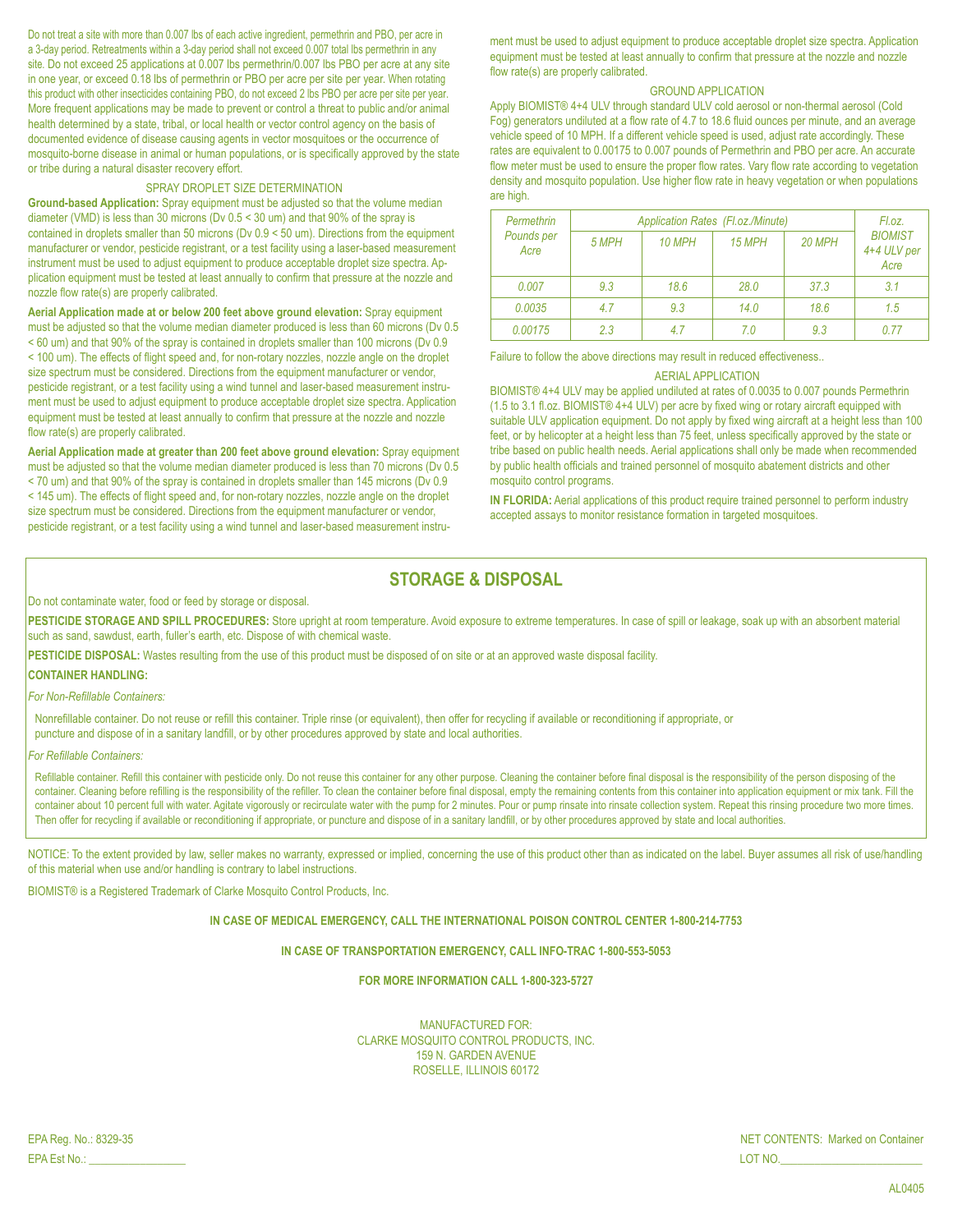Do not treat a site with more than 0.007 lbs of each active ingredient, permethrin and PBO, per acre in a 3-day period. Retreatments within a 3-day period shall not exceed 0.007 total lbs permethrin in any site. Do not exceed 25 applications at 0.007 lbs permethrin/0.007 lbs PBO per acre at any site in one year, or exceed 0.18 lbs of permethrin or PBO per acre per site per year. When rotating this product with other insecticides containing PBO, do not exceed 2 lbs PBO per acre per site per year. More frequent applications may be made to prevent or control a threat to public and/or animal health determined by a state, tribal, or local health or vector control agency on the basis of documented evidence of disease causing agents in vector mosquitoes or the occurrence of mosquito-borne disease in animal or human populations, or is specifically approved by the state or tribe during a natural disaster recovery effort.

SPRAY DROPLET SIZE DETERMINATION

**Ground-based Application:** Spray equipment must be adjusted so that the volume median diameter (VMD) is less than 30 microns (Dv 0.5 < 30 um) and that 90% of the spray is contained in droplets smaller than 50 microns (Dv 0.9 < 50 um). Directions from the equipment manufacturer or vendor, pesticide registrant, or a test facility using a laser-based measurement instrument must be used to adjust equipment to produce acceptable droplet size spectra. Application equipment must be tested at least annually to confirm that pressure at the nozzle and nozzle flow rate(s) are properly calibrated.

**Aerial Application made at or below 200 feet above ground elevation:** Spray equipment must be adjusted so that the volume median diameter produced is less than 60 microns (Dv 0.5 < 60 um) and that 90% of the spray is contained in droplets smaller than 100 microns (Dv 0.9 < 100 um). The effects of flight speed and, for non-rotary nozzles, nozzle angle on the droplet size spectrum must be considered. Directions from the equipment manufacturer or vendor, pesticide registrant, or a test facility using a wind tunnel and laser-based measurement instrument must be used to adjust equipment to produce acceptable droplet size spectra. Application equipment must be tested at least annually to confirm that pressure at the nozzle and nozzle flow rate(s) are properly calibrated.

**Aerial Application made at greater than 200 feet above ground elevation:** Spray equipment must be adjusted so that the volume median diameter produced is less than 70 microns (Dv 0.5 < 70 um) and that 90% of the spray is contained in droplets smaller than 145 microns (Dv 0.9 < 145 um). The effects of flight speed and, for non-rotary nozzles, nozzle angle on the droplet size spectrum must be considered. Directions from the equipment manufacturer or vendor, pesticide registrant, or a test facility using a wind tunnel and laser-based measurement instrument must be used to adjust equipment to produce acceptable droplet size spectra. Application equipment must be tested at least annually to confirm that pressure at the nozzle and nozzle flow rate(s) are properly calibrated.

GROUND APPLICATION

Apply BIOMIST® 4+4 ULV through standard ULV cold aerosol or non-thermal aerosol (Cold Fog) generators undiluted at a flow rate of 4.7 to 18.6 fluid ounces per minute, and an average vehicle speed of 10 MPH. If a different vehicle speed is used, adjust rate accordingly. These rates are equivalent to 0.00175 to 0.007 pounds of Permethrin and PBO per acre. An accurate flow meter must be used to ensure the proper flow rates. Vary flow rate according to vegetation density and mosquito population. Use higher flow rate in heavy vegetation or when populations are high.

| *Permethrin Pounds per Acre* | *Application Rates (Fl.oz./Minute)* | | | | *Fl.oz. BIOMIST 4+4 ULV per Acre* |
|---|---|---|---|---|---|
| | *5 MPH* | *10 MPH* | *15 MPH* | *20 MPH* | |
| *0.007* | *9.3* | *18.6* | *28.0* | *37.3* | *3.1* |
| *0.0035* | *4.7* | *9.3* | *14.0* | *18.6* | *1.5* |
| *0.00175* | *2.3* | *4.7* | *7.0* | *9.3* | *0.77* |

Failure to follow the above directions may result in reduced effectiveness..

AERIAL APPLICATION

BIOMIST® 4+4 ULV may be applied undiluted at rates of 0.0035 to 0.007 pounds Permethrin (1.5 to 3.1 fl.oz. BIOMIST® 4+4 ULV) per acre by fixed wing or rotary aircraft equipped with suitable ULV application equipment. Do not apply by fixed wing aircraft at a height less than 100 feet, or by helicopter at a height less than 75 feet, unless specifically approved by the state or tribe based on public health needs. Aerial applications shall only be made when recommended by public health officials and trained personnel of mosquito abatement districts and other mosquito control programs.

**IN FLORIDA:** Aerial applications of this product require trained personnel to perform industry accepted assays to monitor resistance formation in targeted mosquitoes.

## STORAGE & DISPOSAL

Do not contaminate water, food or feed by storage or disposal.

**PESTICIDE STORAGE AND SPILL PROCEDURES:** Store upright at room temperature. Avoid exposure to extreme temperatures. In case of spill or leakage, soak up with an absorbent material such as sand, sawdust, earth, fuller's earth, etc. Dispose of with chemical waste.

**PESTICIDE DISPOSAL:** Wastes resulting from the use of this product must be disposed of on site or at an approved waste disposal facility.

**CONTAINER HANDLING:**

*For Non-Refillable Containers:*

Nonrefillable container. Do not reuse or refill this container. Triple rinse (or equivalent), then offer for recycling if available or reconditioning if appropriate, or puncture and dispose of in a sanitary landfill, or by other procedures approved by state and local authorities.

*For Refillable Containers:*

Refillable container. Refill this container with pesticide only. Do not reuse this container for any other purpose. Cleaning the container before final disposal is the responsibility of the person disposing of the container. Cleaning before refilling is the responsibility of the refiller. To clean the container before final disposal, empty the remaining contents from this container into application equipment or mix tank. Fill the container about 10 percent full with water. Agitate vigorously or recirculate water with the pump for 2 minutes. Pour or pump rinsate into rinsate collection system. Repeat this rinsing procedure two more times. Then offer for recycling if available or reconditioning if appropriate, or puncture and dispose of in a sanitary landfill, or by other procedures approved by state and local authorities.

NOTICE: To the extent provided by law, seller makes no warranty, expressed or implied, concerning the use of this product other than as indicated on the label. Buyer assumes all risk of use/handling of this material when use and/or handling is contrary to label instructions.

BIOMIST® is a Registered Trademark of Clarke Mosquito Control Products, Inc.

**IN CASE OF MEDICAL EMERGENCY, CALL THE INTERNATIONAL POISON CONTROL CENTER 1-800-214-7753**

**IN CASE OF TRANSPORTATION EMERGENCY, CALL INFO-TRAC 1-800-553-5053**

**FOR MORE INFORMATION CALL 1-800-323-5727**

MANUFACTURED FOR:
CLARKE MOSQUITO CONTROL PRODUCTS, INC.
159 N. GARDEN AVENUE
ROSELLE, ILLINOIS 60172

EPA Reg. No.: 8329-35
EPA Est No.: ________________

NET CONTENTS: Marked on Container
LOT NO.________________________

AL0405